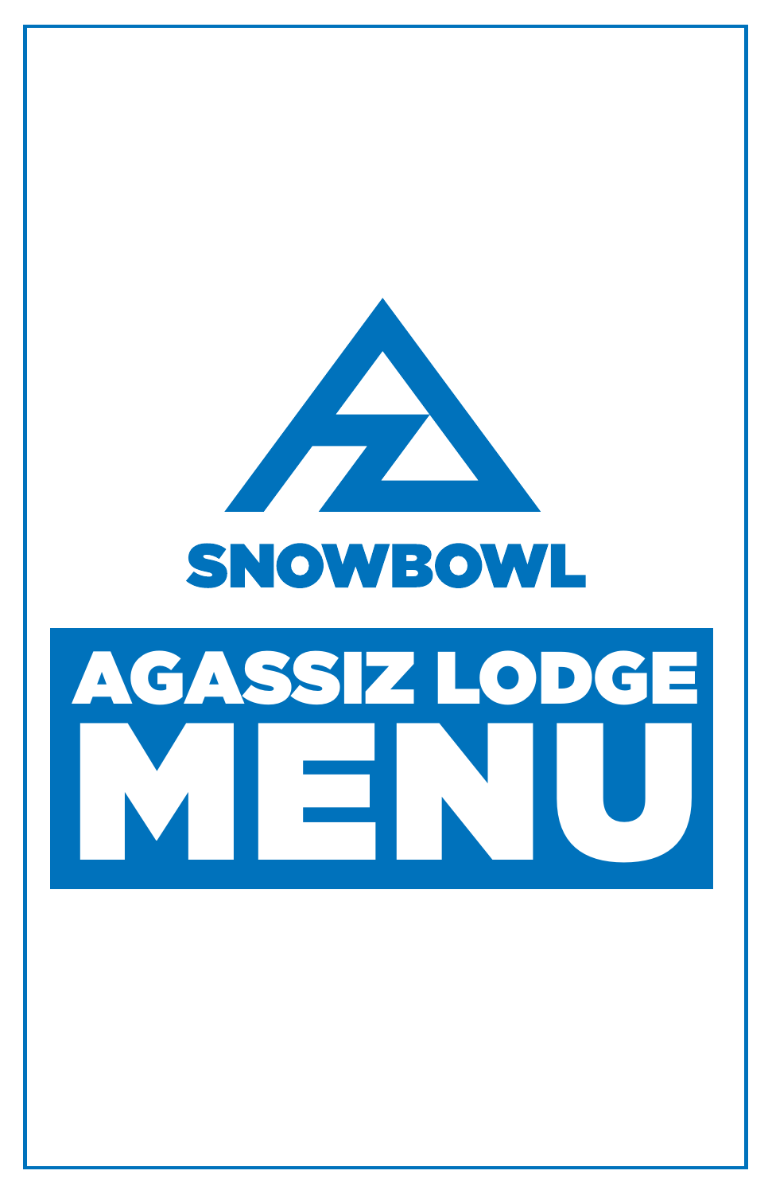SNOWBOWL

# AGASSIZ LODGE

# MENU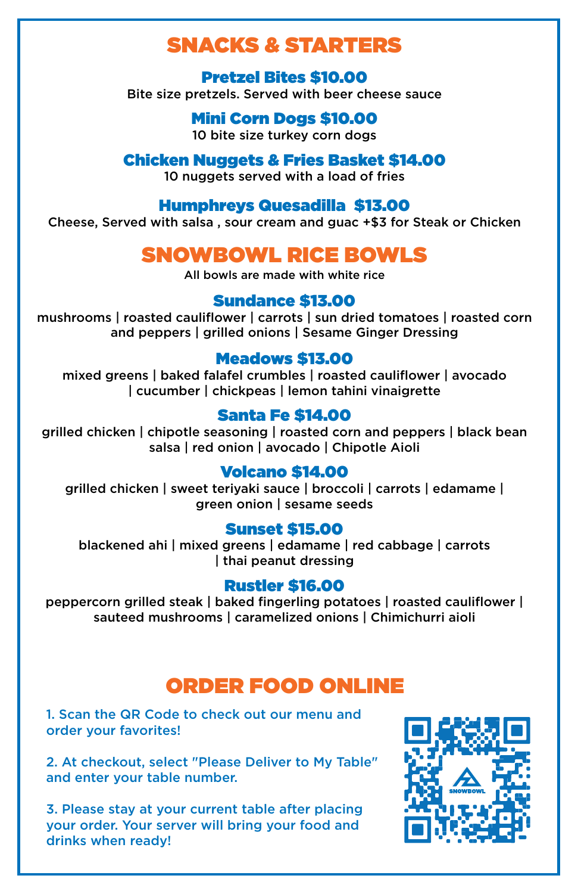# SNACKS & STARTERS

### Pretzel Bites $10.00

Bite size pretzels. Served with beer cheese sauce

### Mini Corn Dogs $10.00

10 bite size turkey corn dogs

### Chicken Nuggets & Fries Basket $14.00

10 nuggets served with a load of fries

### Humphreys Quesadilla $13.00

Cheese, Served with salsa , sour cream and guac +$3 for Steak or Chicken

# SNOWBOWL RICE BOWLS

All bowls are made with white rice

### Sundance $13.00

mushrooms | roasted cauliflower | carrots | sun dried tomatoes | roasted corn and peppers | grilled onions | Sesame Ginger Dressing

### Meadows $13.00

mixed greens | baked falafel crumbles | roasted cauliflower | avocado | cucumber | chickpeas | lemon tahini vinaigrette

### Santa Fe $14.00

grilled chicken | chipotle seasoning | roasted corn and peppers | black bean salsa | red onion | avocado | Chipotle Aioli

### Volcano $14.00

grilled chicken | sweet teriyaki sauce | broccoli | carrots | edamame | green onion | sesame seeds

### Sunset $15.00

blackened ahi | mixed greens | edamame | red cabbage | carrots | thai peanut dressing

### Rustler $16.00

peppercorn grilled steak | baked fingerling potatoes | roasted cauliflower | sauteed mushrooms | caramelized onions | Chimichurri aioli

# ORDER FOOD ONLINE

1. Scan the QR Code to check out our menu and order your favorites!

2. At checkout, select "Please Deliver to My Table" and enter your table number.

3. Please stay at your current table after placing your order. Your server will bring your food and drinks when ready!

SNOWBOWL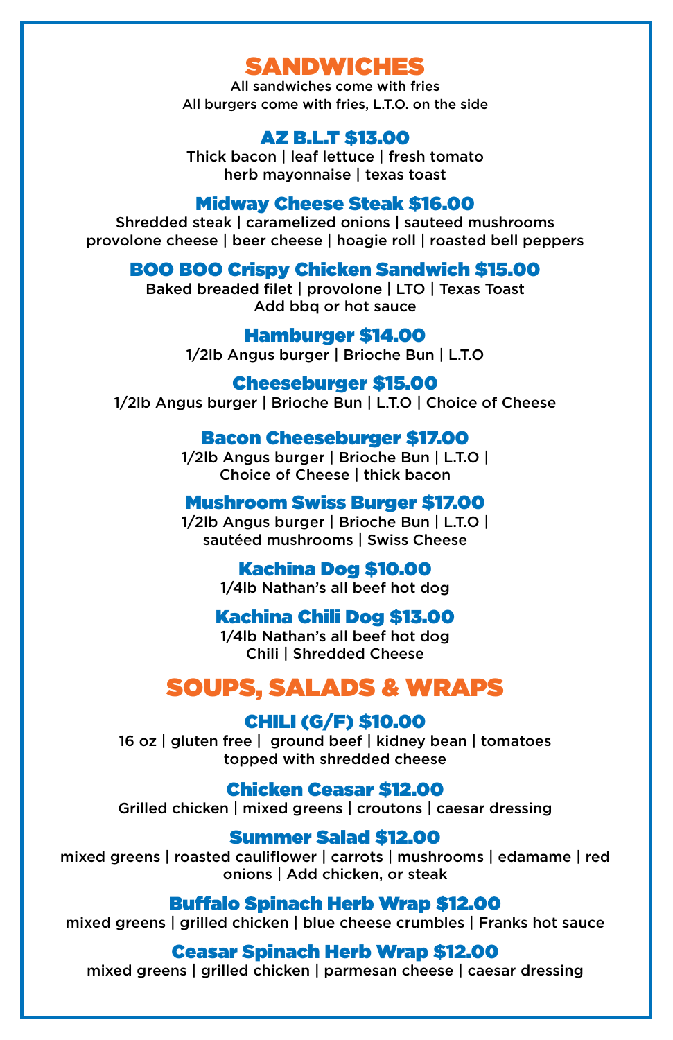# SANDWICHES

All sandwiches come with fries
All burgers come with fries, L.T.O. on the side

## AZ B.L.T $13.00

Thick bacon | leaf lettuce | fresh tomato
herb mayonnaise | texas toast

## Midway Cheese Steak $16.00

Shredded steak | caramelized onions | sauteed mushrooms
provolone cheese | beer cheese | hoagie roll | roasted bell peppers

## BOO BOO Crispy Chicken Sandwich $15.00

Baked breaded filet | provolone | LTO | Texas Toast
Add bbq or hot sauce

## Hamburger $14.00

1/2lb Angus burger | Brioche Bun | L.T.O

## Cheeseburger $15.00

1/2lb Angus burger | Brioche Bun | L.T.O | Choice of Cheese

## Bacon Cheeseburger $17.00

1/2lb Angus burger | Brioche Bun | L.T.O |
Choice of Cheese | thick bacon

## Mushroom Swiss Burger $17.00

1/2lb Angus burger | Brioche Bun | L.T.O |
sautéed mushrooms | Swiss Cheese

## Kachina Dog $10.00

1/4lb Nathan's all beef hot dog

## Kachina Chili Dog $13.00

1/4lb Nathan's all beef hot dog
Chili | Shredded Cheese

# SOUPS, SALADS & WRAPS

## CHILI (G/F) $10.00

16 oz | gluten free | ground beef | kidney bean | tomatoes
topped with shredded cheese

## Chicken Ceasar $12.00

Grilled chicken | mixed greens | croutons | caesar dressing

## Summer Salad $12.00

mixed greens | roasted cauliflower | carrots | mushrooms | edamame | red onions | Add chicken, or steak

## Buffalo Spinach Herb Wrap $12.00

mixed greens | grilled chicken | blue cheese crumbles | Franks hot sauce

## Ceasar Spinach Herb Wrap $12.00

mixed greens | grilled chicken | parmesan cheese | caesar dressing